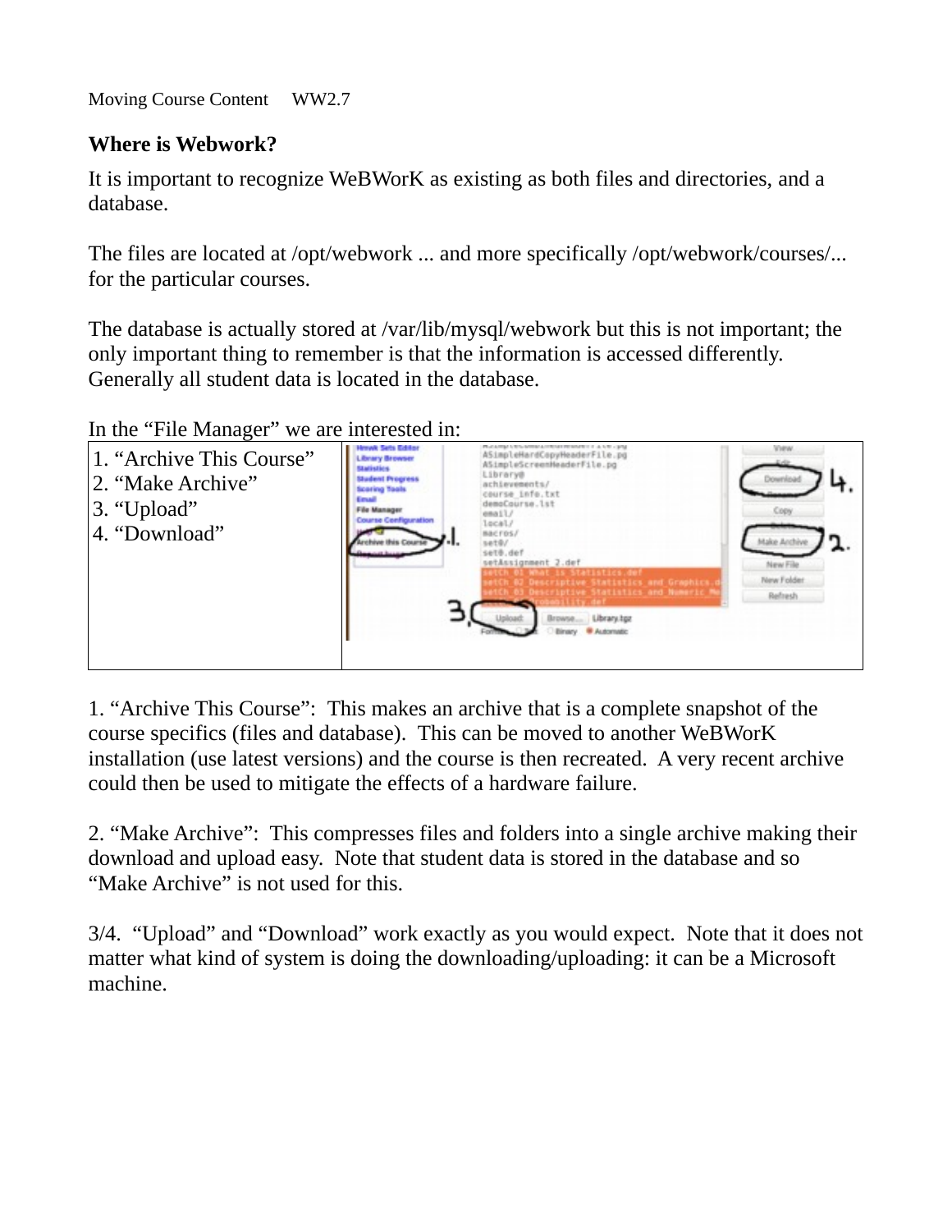Moving Course Content     WW2.7

**Where is Webwork?**

It is important to recognize WeBWorK as existing as both files and directories, and a database.

The files are located at /opt/webwork ... and more specifically /opt/webwork/courses/... for the particular courses.

The database is actually stored at /var/lib/mysql/webwork but this is not important; the only important thing to remember is that the information is accessed differently. Generally all student data is located in the database.

In the "File Manager" we are interested in:

| | |
|---|---|
| 1. "Archive This Course"<br>2. "Make Archive"<br>3. "Upload"<br>4. "Download" | |

1. "Archive This Course": This makes an archive that is a complete snapshot of the course specifics (files and database). This can be moved to another WeBWorK installation (use latest versions) and the course is then recreated. A very recent archive could then be used to mitigate the effects of a hardware failure.

2. "Make Archive": This compresses files and folders into a single archive making their download and upload easy. Note that student data is stored in the database and so "Make Archive" is not used for this.

3/4. "Upload" and "Download" work exactly as you would expect. Note that it does not matter what kind of system is doing the downloading/uploading: it can be a Microsoft machine.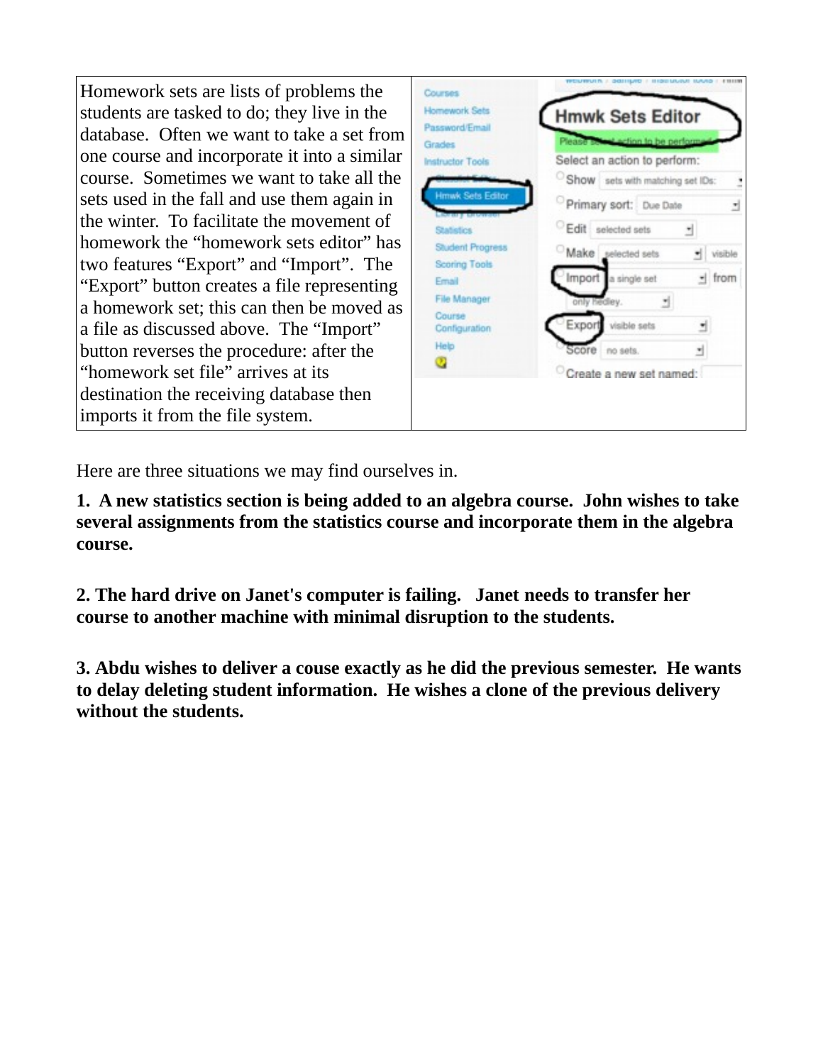Homework sets are lists of problems the students are tasked to do; they live in the database. Often we want to take a set from one course and incorporate it into a similar course. Sometimes we want to take all the sets used in the fall and use them again in the winter. To facilitate the movement of homework the "homework sets editor" has two features "Export" and "Import". The "Export" button creates a file representing a homework set; this can then be moved as a file as discussed above. The "Import" button reverses the procedure: after the "homework set file" arrives at its destination the receiving database then imports it from the file system.

Here are three situations we may find ourselves in.

**1. A new statistics section is being added to an algebra course. John wishes to take several assignments from the statistics course and incorporate them in the algebra course.**

**2. The hard drive on Janet's computer is failing. Janet needs to transfer her course to another machine with minimal disruption to the students.**

**3. Abdu wishes to deliver a couse exactly as he did the previous semester. He wants to delay deleting student information. He wishes a clone of the previous delivery without the students.**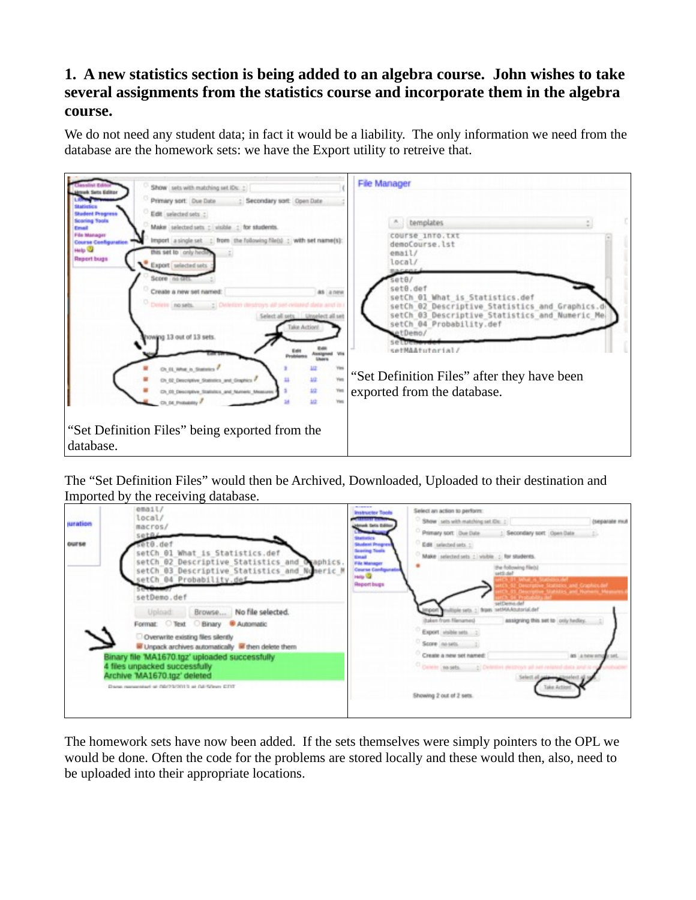## 1. A new statistics section is being added to an algebra course. John wishes to take several assignments from the statistics course and incorporate them in the algebra course.

We do not need any student data; in fact it would be a liability. The only information we need from the database are the homework sets: we have the Export utility to retreive that.

| "Set Definition Files" being exported from the database. | "Set Definition Files" after they have been exported from the database. |
|---|---|

The "Set Definition Files" would then be Archived, Downloaded, Uploaded to their destination and Imported by the receiving database.

The homework sets have now been added. If the sets themselves were simply pointers to the OPL we would be done. Often the code for the problems are stored locally and these would then, also, need to be uploaded into their appropriate locations.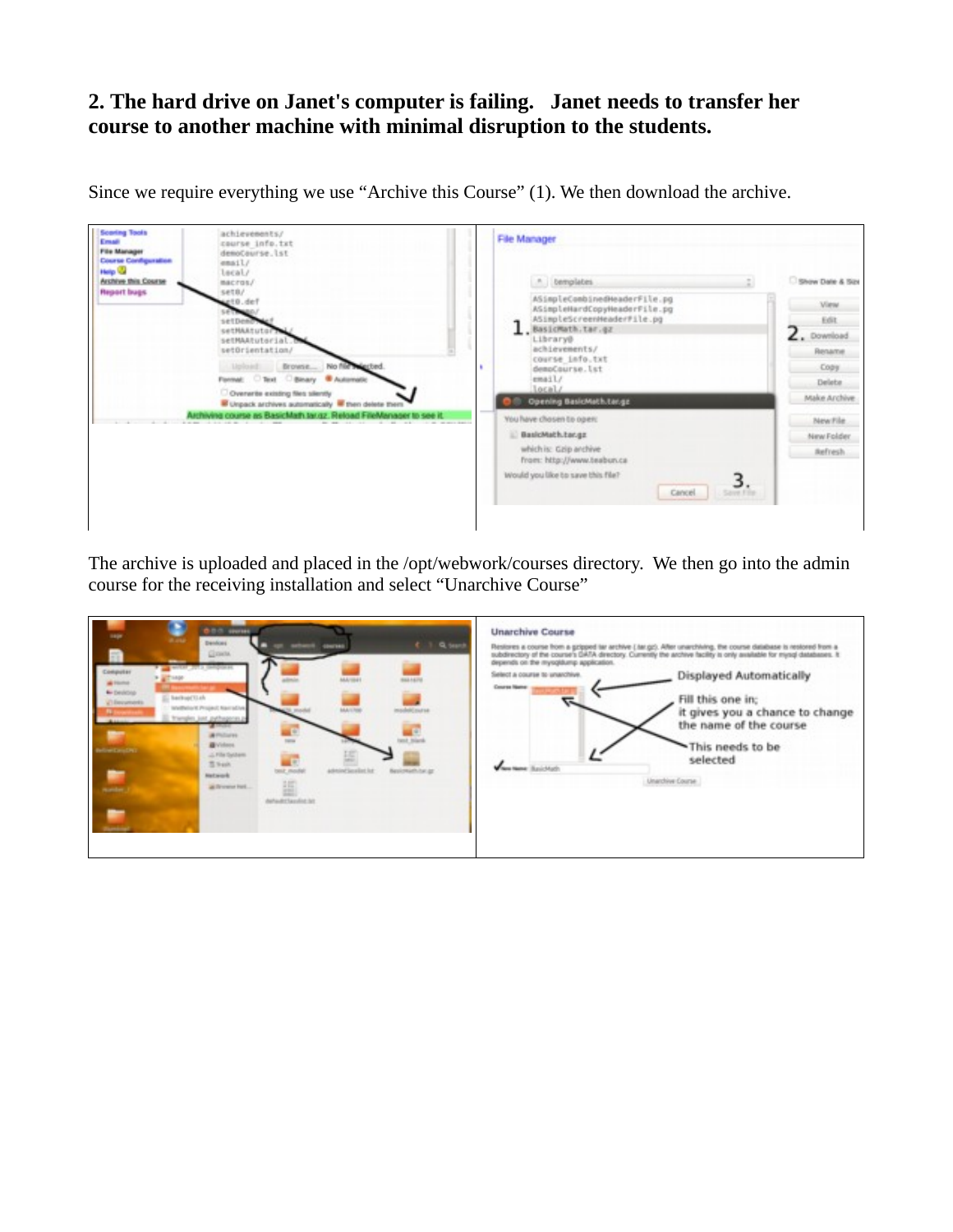**2. The hard drive on Janet's computer is failing. Janet needs to transfer her course to another machine with minimal disruption to the students.**

Since we require everything we use "Archive this Course" (1). We then download the archive.

The archive is uploaded and placed in the /opt/webwork/courses directory. We then go into the admin course for the receiving installation and select "Unarchive Course"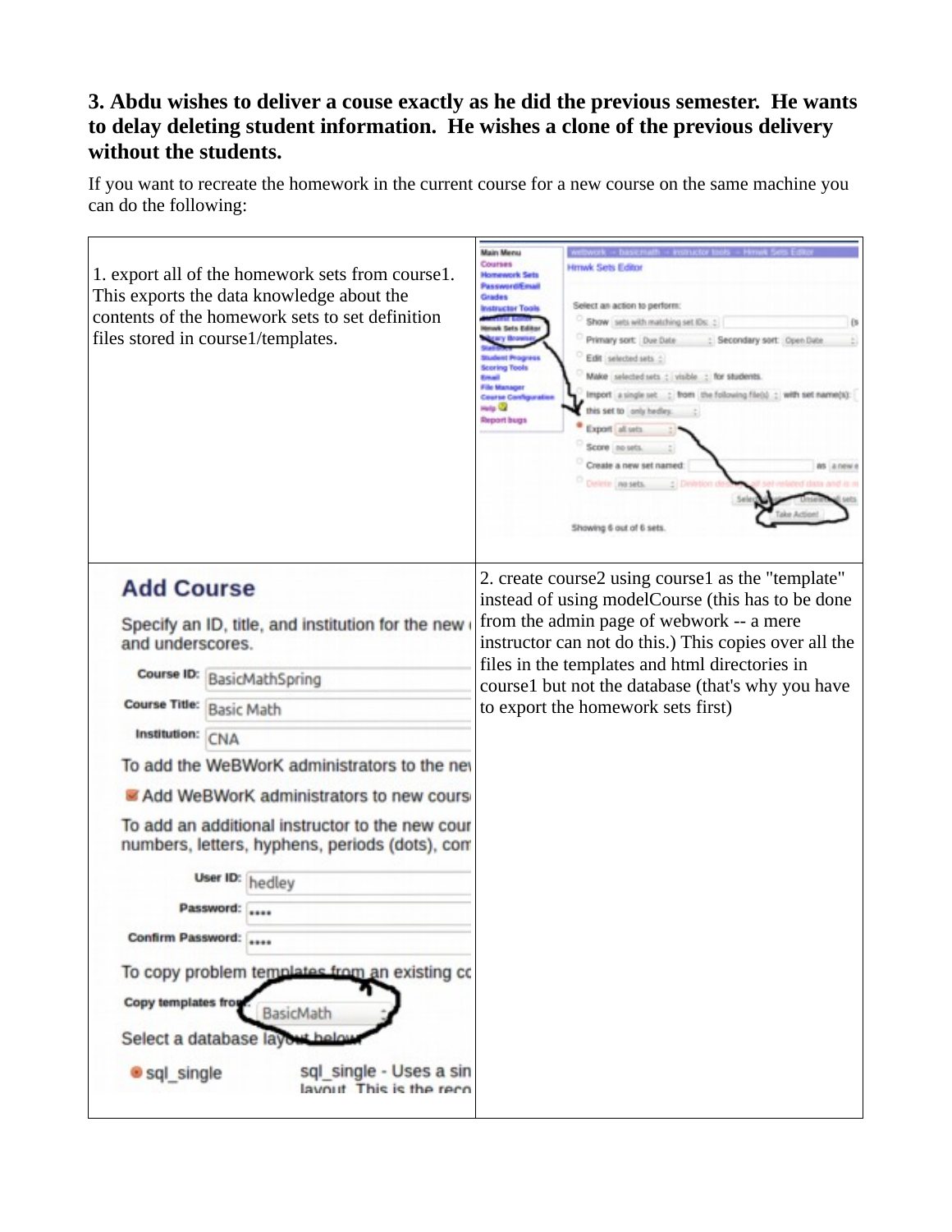### 3. Abdu wishes to deliver a couse exactly as he did the previous semester. He wants to delay deleting student information. He wishes a clone of the previous delivery without the students.

If you want to recreate the homework in the current course for a new course on the same machine you can do the following:

| | |
|---|---|
| 1. export all of the homework sets from course1. This exports the data knowledge about the contents of the homework sets to set definition files stored in course1/templates. | |
| | 2. create course2 using course1 as the "template" instead of using modelCourse (this has to be done from the admin page of webwork -- a mere instructor can not do this.) This copies over all the files in the templates and html directories in course1 but not the database (that's why you have to export the homework sets first) |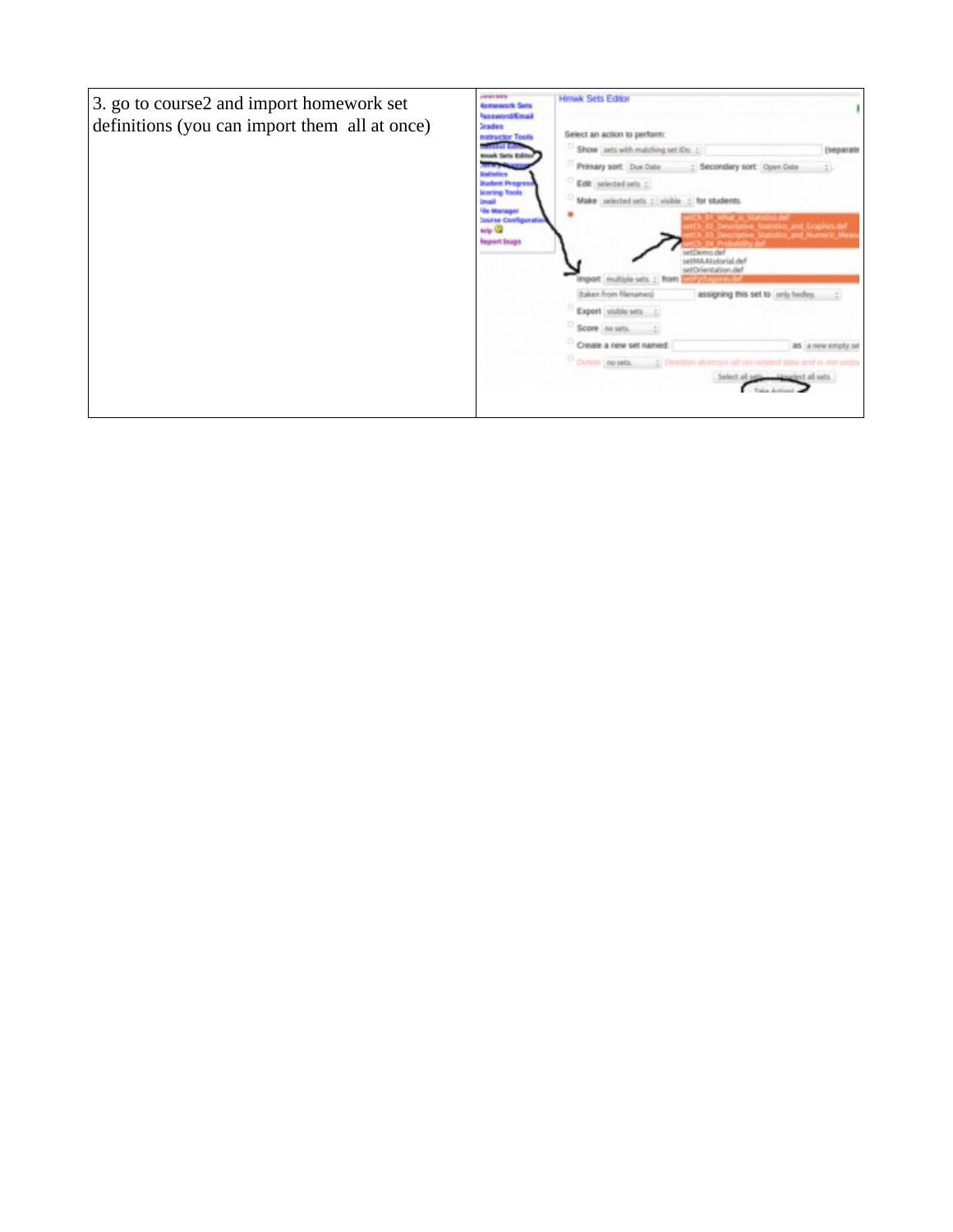| | |
|---|---|
| 3. go to course2 and import homework set definitions (you can import them all at once) | |